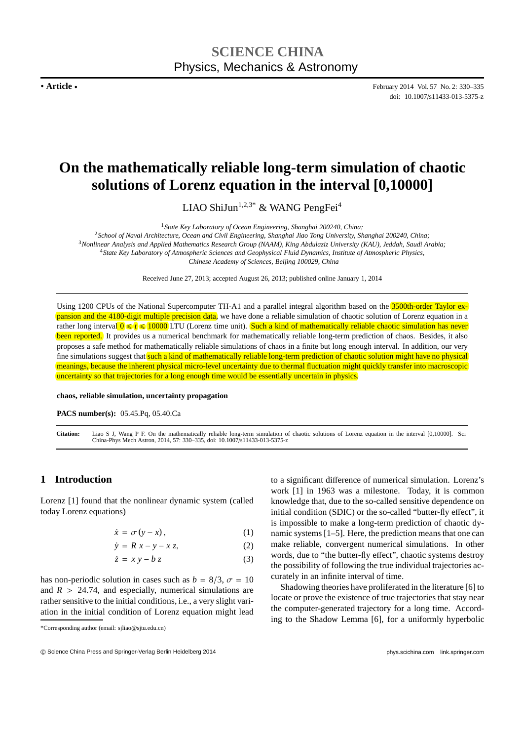# On the mathematically reliable long-term simulation of chaotic solutions of Lorenz equation in the interval [0,10000]

LIAO ShiJun[1,2,3*] & WANG PengFei[4]

[1] *State Key Laboratory of Ocean Engineering, Shanghai 200240, China;*
[2] *School of Naval Architecture, Ocean and Civil Engineering, Shanghai Jiao Tong University, Shanghai 200240, China;*
[3] *Nonlinear Analysis and Applied Mathematics Research Group (NAAM), King Abdulaziz University (KAU), Jeddah, Saudi Arabia;*
[4] *State Key Laboratory of Atmospheric Sciences and Geophysical Fluid Dynamics, Institute of Atmospheric Physics, Chinese Academy of Sciences, Beijing 100029, China*

Received June 27, 2013; accepted August 26, 2013; published online January 1, 2014

Using 1200 CPUs of the National Supercomputer TH-A1 and a parallel integral algorithm based on the 3500th-order Taylor expansion and the 4180-digit multiple precision data, we have done a reliable simulation of chaotic solution of Lorenz equation in a rather long interval $0 \leqslant t \leqslant 10000$ LTU (Lorenz time unit). Such a kind of mathematically reliable chaotic simulation has never been reported. It provides us a numerical benchmark for mathematically reliable long-term prediction of chaos. Besides, it also proposes a safe method for mathematically reliable simulations of chaos in a finite but long enough interval. In addition, our very fine simulations suggest that such a kind of mathematically reliable long-term prediction of chaotic solution might have no physical meanings, because the inherent physical micro-level uncertainty due to thermal fluctuation might quickly transfer into macroscopic uncertainty so that trajectories for a long enough time would be essentially uncertain in physics.

**chaos, reliable simulation, uncertainty propagation**

**PACS number(s):** 05.45.Pq, 05.40.Ca

**Citation:** Liao S J, Wang P F. On the mathematically reliable long-term simulation of chaotic solutions of Lorenz equation in the interval [0,10000]. Sci China-Phys Mech Astron, 2014, 57: 330–335, doi: 10.1007/s11433-013-5375-z

## 1 Introduction

Lorenz [1] found that the nonlinear dynamic system (called today Lorenz equations)

$$\dot{x} = \sigma(y - x), \tag{1}$$

$$\dot{y} = R\,x - y - x\,z, \tag{2}$$

$$\dot{z} = x\,y - b\,z \tag{3}$$

has non-periodic solution in cases such as $b = 8/3$, $\sigma = 10$ and $R > 24.74$, and especially, numerical simulations are rather sensitive to the initial conditions, i.e., a very slight variation in the initial condition of Lorenz equation might lead to a significant difference of numerical simulation. Lorenz's work [1] in 1963 was a milestone. Today, it is common knowledge that, due to the so-called sensitive dependence on initial condition (SDIC) or the so-called "butter-fly effect", it is impossible to make a long-term prediction of chaotic dynamic systems [1–5]. Here, the prediction means that one can make reliable, convergent numerical simulations. In other words, due to "the butter-fly effect", chaotic systems destroy the possibility of following the true individual trajectories accurately in an infinite interval of time.

Shadowing theories have proliferated in the literature [6] to locate or prove the existence of true trajectories that stay near the computer-generated trajectory for a long time. According to the Shadow Lemma [6], for a uniformly hyperbolic

*Corresponding author (email: sjliao@sjtu.edu.cn)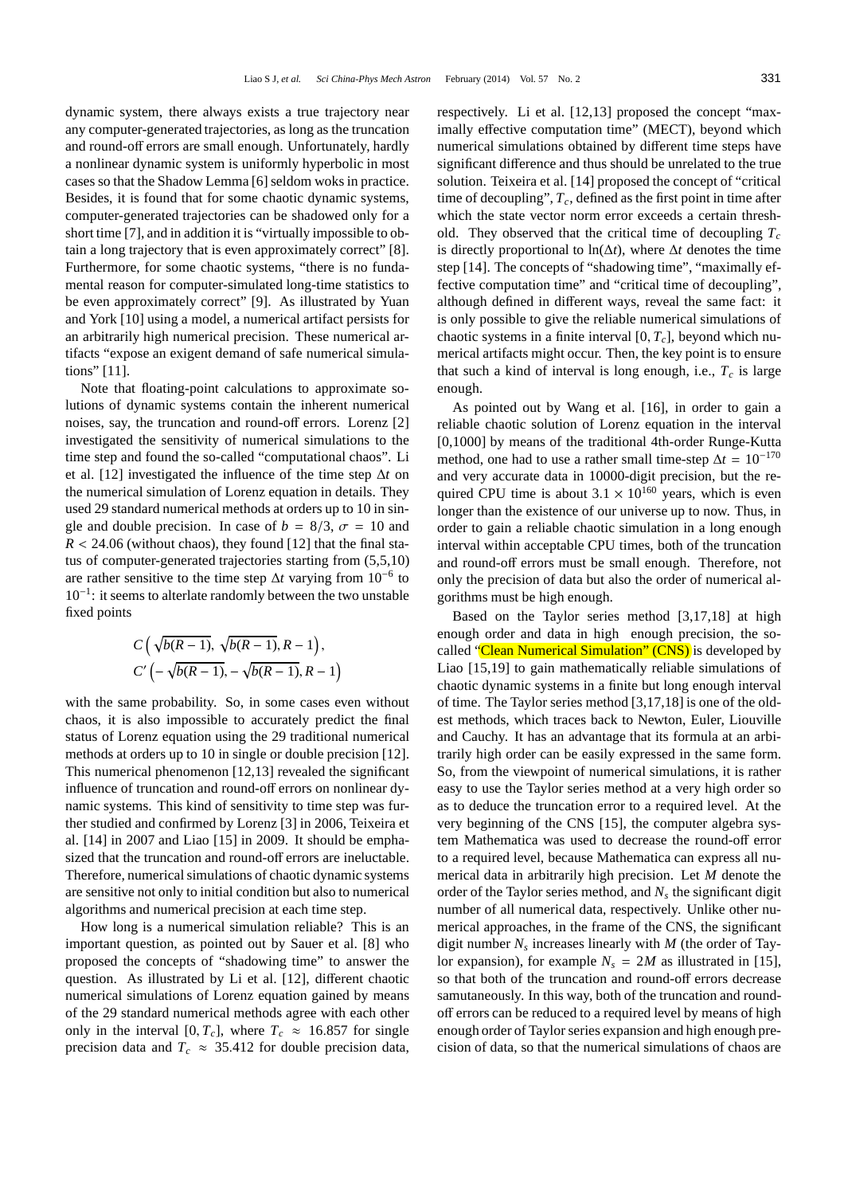dynamic system, there always exists a true trajectory near any computer-generated trajectories, as long as the truncation and round-off errors are small enough. Unfortunately, hardly a nonlinear dynamic system is uniformly hyperbolic in most cases so that the Shadow Lemma [6] seldom woks in practice. Besides, it is found that for some chaotic dynamic systems, computer-generated trajectories can be shadowed only for a short time [7], and in addition it is "virtually impossible to obtain a long trajectory that is even approximately correct" [8]. Furthermore, for some chaotic systems, "there is no fundamental reason for computer-simulated long-time statistics to be even approximately correct" [9]. As illustrated by Yuan and York [10] using a model, a numerical artifact persists for an arbitrarily high numerical precision. These numerical artifacts "expose an exigent demand of safe numerical simulations" [11].

Note that floating-point calculations to approximate solutions of dynamic systems contain the inherent numerical noises, say, the truncation and round-off errors. Lorenz [2] investigated the sensitivity of numerical simulations to the time step and found the so-called "computational chaos". Li et al. [12] investigated the influence of the time step $\Delta t$ on the numerical simulation of Lorenz equation in details. They used 29 standard numerical methods at orders up to 10 in single and double precision. In case of $b = 8/3$, $\sigma = 10$ and $R < 24.06$ (without chaos), they found [12] that the final status of computer-generated trajectories starting from (5,5,10) are rather sensitive to the time step $\Delta t$ varying from $10^{-6}$ to $10^{-1}$: it seems to alterlate randomly between the two unstable fixed points

$$
C\left(\sqrt{b(R-1)},\ \sqrt{b(R-1)}, R-1\right),
$$

$$
C'\left(-\sqrt{b(R-1)}, -\sqrt{b(R-1)}, R-1\right)
$$

with the same probability. So, in some cases even without chaos, it is also impossible to accurately predict the final status of Lorenz equation using the 29 traditional numerical methods at orders up to 10 in single or double precision [12]. This numerical phenomenon [12,13] revealed the significant influence of truncation and round-off errors on nonlinear dynamic systems. This kind of sensitivity to time step was further studied and confirmed by Lorenz [3] in 2006, Teixeira et al. [14] in 2007 and Liao [15] in 2009. It should be emphasized that the truncation and round-off errors are ineluctable. Therefore, numerical simulations of chaotic dynamic systems are sensitive not only to initial condition but also to numerical algorithms and numerical precision at each time step.

How long is a numerical simulation reliable? This is an important question, as pointed out by Sauer et al. [8] who proposed the concepts of "shadowing time" to answer the question. As illustrated by Li et al. [12], different chaotic numerical simulations of Lorenz equation gained by means of the 29 standard numerical methods agree with each other only in the interval $[0, T_c]$, where $T_c \approx 16.857$ for single precision data and $T_c \approx 35.412$ for double precision data, respectively. Li et al. [12,13] proposed the concept "maximally effective computation time" (MECT), beyond which numerical simulations obtained by different time steps have significant difference and thus should be unrelated to the true solution. Teixeira et al. [14] proposed the concept of "critical time of decoupling", $T_c$, defined as the first point in time after which the state vector norm error exceeds a certain threshold. They observed that the critical time of decoupling $T_c$ is directly proportional to $\ln(\Delta t)$, where $\Delta t$ denotes the time step [14]. The concepts of "shadowing time", "maximally effective computation time" and "critical time of decoupling", although defined in different ways, reveal the same fact: it is only possible to give the reliable numerical simulations of chaotic systems in a finite interval $[0, T_c]$, beyond which numerical artifacts might occur. Then, the key point is to ensure that such a kind of interval is long enough, i.e., $T_c$ is large enough.

As pointed out by Wang et al. [16], in order to gain a reliable chaotic solution of Lorenz equation in the interval [0,1000] by means of the traditional 4th-order Runge-Kutta method, one had to use a rather small time-step $\Delta t = 10^{-170}$ and very accurate data in 10000-digit precision, but the required CPU time is about $3.1 \times 10^{160}$ years, which is even longer than the existence of our universe up to now. Thus, in order to gain a reliable chaotic simulation in a long enough interval within acceptable CPU times, both of the truncation and round-off errors must be small enough. Therefore, not only the precision of data but also the order of numerical algorithms must be high enough.

Based on the Taylor series method [3,17,18] at high enough order and data in high enough precision, the so-called "Clean Numerical Simulation" (CNS) is developed by Liao [15,19] to gain mathematically reliable simulations of chaotic dynamic systems in a finite but long enough interval of time. The Taylor series method [3,17,18] is one of the oldest methods, which traces back to Newton, Euler, Liouville and Cauchy. It has an advantage that its formula at an arbitrarily high order can be easily expressed in the same form. So, from the viewpoint of numerical simulations, it is rather easy to use the Taylor series method at a very high order so as to deduce the truncation error to a required level. At the very beginning of the CNS [15], the computer algebra system Mathematica was used to decrease the round-off error to a required level, because Mathematica can express all numerical data in arbitrarily high precision. Let $M$ denote the order of the Taylor series method, and $N_s$ the significant digit number of all numerical data, respectively. Unlike other numerical approaches, in the frame of the CNS, the significant digit number $N_s$ increases linearly with $M$ (the order of Taylor expansion), for example $N_s = 2M$ as illustrated in [15], so that both of the truncation and round-off errors decrease samutaneously. In this way, both of the truncation and round-off errors can be reduced to a required level by means of high enough order of Taylor series expansion and high enough precision of data, so that the numerical simulations of chaos are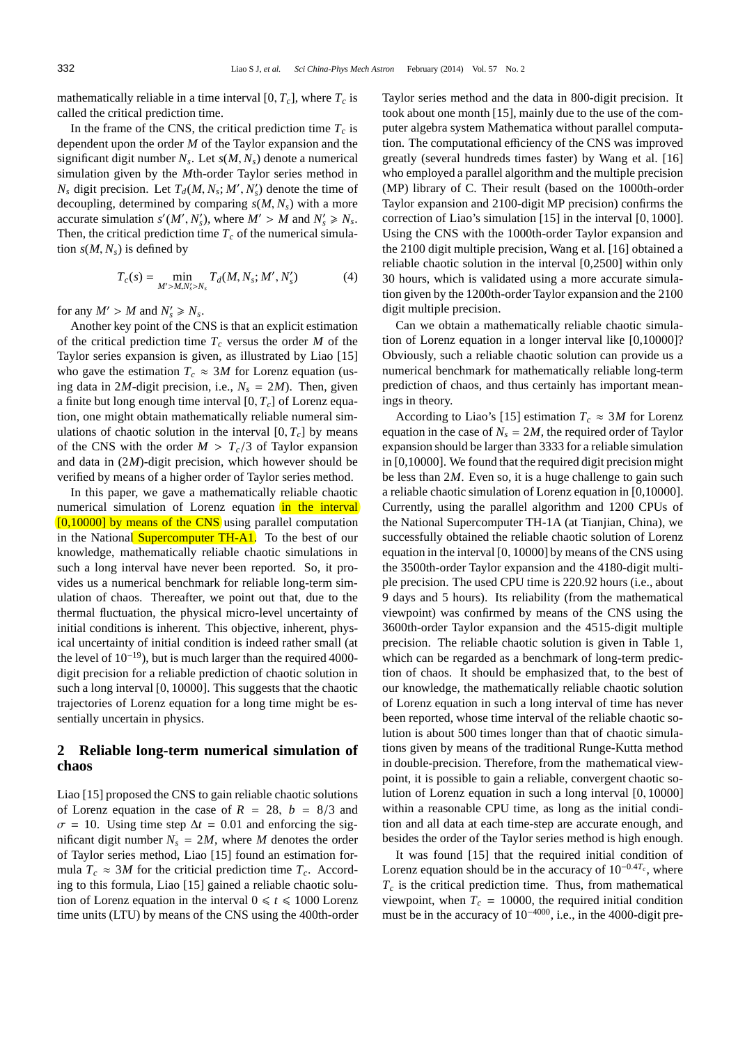mathematically reliable in a time interval $[0, T_c]$, where $T_c$ is called the critical prediction time.

In the frame of the CNS, the critical prediction time $T_c$ is dependent upon the order $M$ of the Taylor expansion and the significant digit number $N_s$. Let $s(M, N_s)$ denote a numerical simulation given by the $M$th-order Taylor series method in $N_s$ digit precision. Let $T_d(M, N_s; M', N_s')$ denote the time of decoupling, determined by comparing $s(M, N_s)$ with a more accurate simulation $s'(M', N_s')$, where $M' > M$ and $N_s' \geqslant N_s$. Then, the critical prediction time $T_c$ of the numerical simulation $s(M, N_s)$ is defined by

$$T_c(s) = \min_{M'>M, N_s'>N_s} T_d(M, N_s; M', N_s') \tag{4}$$

for any $M' > M$ and $N_s' \geqslant N_s$.

Another key point of the CNS is that an explicit estimation of the critical prediction time $T_c$ versus the order $M$ of the Taylor series expansion is given, as illustrated by Liao [15] who gave the estimation $T_c \approx 3M$ for Lorenz equation (using data in $2M$-digit precision, i.e., $N_s = 2M$). Then, given a finite but long enough time interval $[0, T_c]$ of Lorenz equation, one might obtain mathematically reliable numeral simulations of chaotic solution in the interval $[0, T_c]$ by means of the CNS with the order $M > T_c/3$ of Taylor expansion and data in $(2M)$-digit precision, which however should be verified by means of a higher order of Taylor series method.

In this paper, we gave a mathematically reliable chaotic numerical simulation of Lorenz equation in the interval [0,10000] by means of the CNS using parallel computation in the National Supercomputer TH-A1. To the best of our knowledge, mathematically reliable chaotic simulations in such a long interval have never been reported. So, it provides us a numerical benchmark for reliable long-term simulation of chaos. Thereafter, we point out that, due to the thermal fluctuation, the physical micro-level uncertainty of initial conditions is inherent. This objective, inherent, physical uncertainty of initial condition is indeed rather small (at the level of $10^{-19}$), but is much larger than the required 4000-digit precision for a reliable prediction of chaotic solution in such a long interval $[0, 10000]$. This suggests that the chaotic trajectories of Lorenz equation for a long time might be essentially uncertain in physics.

## 2 Reliable long-term numerical simulation of chaos

Liao [15] proposed the CNS to gain reliable chaotic solutions of Lorenz equation in the case of $R = 28$, $b = 8/3$ and $\sigma = 10$. Using time step $\Delta t = 0.01$ and enforcing the significant digit number $N_s = 2M$, where $M$ denotes the order of Taylor series method, Liao [15] found an estimation formula $T_c \approx 3M$ for the criticial prediction time $T_c$. According to this formula, Liao [15] gained a reliable chaotic solution of Lorenz equation in the interval $0 \leqslant t \leqslant 1000$ Lorenz time units (LTU) by means of the CNS using the 400th-order Taylor series method and the data in 800-digit precision. It took about one month [15], mainly due to the use of the computer algebra system Mathematica without parallel computation. The computational efficiency of the CNS was improved greatly (several hundreds times faster) by Wang et al. [16] who employed a parallel algorithm and the multiple precision (MP) library of C. Their result (based on the 1000th-order Taylor expansion and 2100-digit MP precision) confirms the correction of Liao's simulation [15] in the interval $[0, 1000]$. Using the CNS with the 1000th-order Taylor expansion and the 2100 digit multiple precision, Wang et al. [16] obtained a reliable chaotic solution in the interval [0,2500] within only 30 hours, which is validated using a more accurate simulation given by the 1200th-order Taylor expansion and the 2100 digit multiple precision.

Can we obtain a mathematically reliable chaotic simulation of Lorenz equation in a longer interval like [0,10000]? Obviously, such a reliable chaotic solution can provide us a numerical benchmark for mathematically reliable long-term prediction of chaos, and thus certainly has important meanings in theory.

According to Liao's [15] estimation $T_c \approx 3M$ for Lorenz equation in the case of $N_s = 2M$, the required order of Taylor expansion should be larger than 3333 for a reliable simulation in [0,10000]. We found that the required digit precision might be less than $2M$. Even so, it is a huge challenge to gain such a reliable chaotic simulation of Lorenz equation in [0,10000]. Currently, using the parallel algorithm and 1200 CPUs of the National Supercomputer TH-1A (at Tianjian, China), we successfully obtained the reliable chaotic solution of Lorenz equation in the interval $[0, 10000]$ by means of the CNS using the 3500th-order Taylor expansion and the 4180-digit multiple precision. The used CPU time is 220.92 hours (i.e., about 9 days and 5 hours). Its reliability (from the mathematical viewpoint) was confirmed by means of the CNS using the 3600th-order Taylor expansion and the 4515-digit multiple precision. The reliable chaotic solution is given in Table 1, which can be regarded as a benchmark of long-term prediction of chaos. It should be emphasized that, to the best of our knowledge, the mathematically reliable chaotic solution of Lorenz equation in such a long interval of time has never been reported, whose time interval of the reliable chaotic solution is about 500 times longer than that of chaotic simulations given by means of the traditional Runge-Kutta method in double-precision. Therefore, from the mathematical viewpoint, it is possible to gain a reliable, convergent chaotic solution of Lorenz equation in such a long interval $[0, 10000]$ within a reasonable CPU time, as long as the initial condition and all data at each time-step are accurate enough, and besides the order of the Taylor series method is high enough.

It was found [15] that the required initial condition of Lorenz equation should be in the accuracy of $10^{-0.4T_c}$, where $T_c$ is the critical prediction time. Thus, from mathematical viewpoint, when $T_c = 10000$, the required initial condition must be in the accuracy of $10^{-4000}$, i.e., in the 4000-digit pre-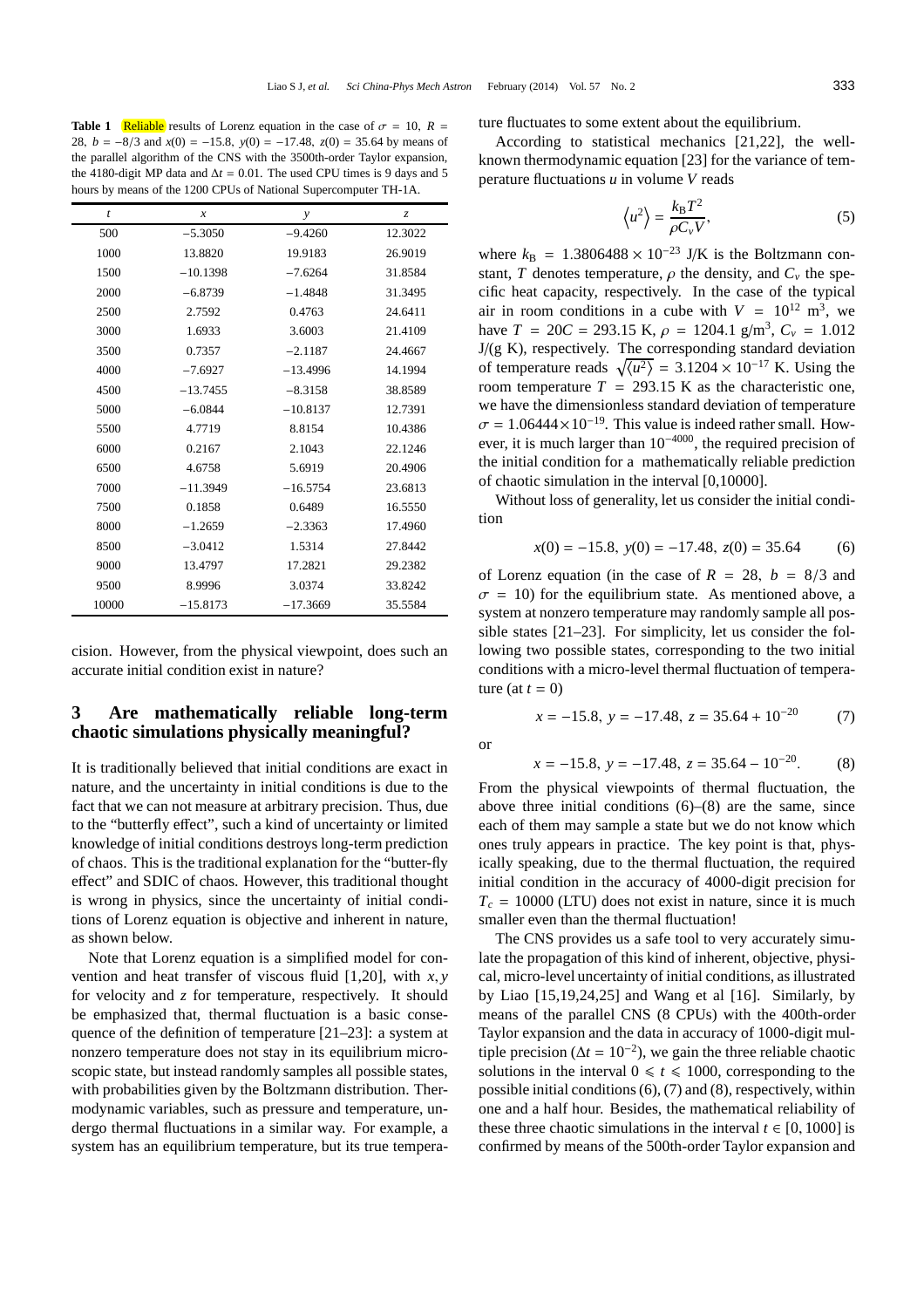**Table 1** Reliable results of Lorenz equation in the case of $\sigma = 10$, $R = 28$, $b = -8/3$ and $x(0) = -15.8$, $y(0) = -17.48$, $z(0) = 35.64$ by means of the parallel algorithm of the CNS with the 3500th-order Taylor expansion, the 4180-digit MP data and $\Delta t = 0.01$. The used CPU times is 9 days and 5 hours by means of the 1200 CPUs of National Supercomputer TH-1A.

| $t$ | $x$ | $y$ | $z$ |
|---|---|---|---|
| 500 | −5.3050 | −9.4260 | 12.3022 |
| 1000 | 13.8820 | 19.9183 | 26.9019 |
| 1500 | −10.1398 | −7.6264 | 31.8584 |
| 2000 | −6.8739 | −1.4848 | 31.3495 |
| 2500 | 2.7592 | 0.4763 | 24.6411 |
| 3000 | 1.6933 | 3.6003 | 21.4109 |
| 3500 | 0.7357 | −2.1187 | 24.4667 |
| 4000 | −7.6927 | −13.4996 | 14.1994 |
| 4500 | −13.7455 | −8.3158 | 38.8589 |
| 5000 | −6.0844 | −10.8137 | 12.7391 |
| 5500 | 4.7719 | 8.8154 | 10.4386 |
| 6000 | 0.2167 | 2.1043 | 22.1246 |
| 6500 | 4.6758 | 5.6919 | 20.4906 |
| 7000 | −11.3949 | −16.5754 | 23.6813 |
| 7500 | 0.1858 | 0.6489 | 16.5550 |
| 8000 | −1.2659 | −2.3363 | 17.4960 |
| 8500 | −3.0412 | 1.5314 | 27.8442 |
| 9000 | 13.4797 | 17.2821 | 29.2382 |
| 9500 | 8.9996 | 3.0374 | 33.8242 |
| 10000 | −15.8173 | −17.3669 | 35.5584 |

cision. However, from the physical viewpoint, does such an accurate initial condition exist in nature?

## 3 Are mathematically reliable long-term chaotic simulations physically meaningful?

It is traditionally believed that initial conditions are exact in nature, and the uncertainty in initial conditions is due to the fact that we can not measure at arbitrary precision. Thus, due to the "butterfly effect", such a kind of uncertainty or limited knowledge of initial conditions destroys long-term prediction of chaos. This is the traditional explanation for the "butter-fly effect" and SDIC of chaos. However, this traditional thought is wrong in physics, since the uncertainty of initial conditions of Lorenz equation is objective and inherent in nature, as shown below.

Note that Lorenz equation is a simplified model for convention and heat transfer of viscous fluid [1,20], with $x, y$ for velocity and $z$ for temperature, respectively. It should be emphasized that, thermal fluctuation is a basic consequence of the definition of temperature [21–23]: a system at nonzero temperature does not stay in its equilibrium microscopic state, but instead randomly samples all possible states, with probabilities given by the Boltzmann distribution. Thermodynamic variables, such as pressure and temperature, undergo thermal fluctuations in a similar way. For example, a system has an equilibrium temperature, but its true temperature fluctuates to some extent about the equilibrium.

According to statistical mechanics [21,22], the well-known thermodynamic equation [23] for the variance of temperature fluctuations $u$ in volume $V$ reads

$$\left\langle u^2 \right\rangle = \frac{k_B T^2}{\rho C_v V}, \tag{5}$$

where $k_B = 1.3806488 \times 10^{-23}$ J/K is the Boltzmann constant, $T$ denotes temperature, $\rho$ the density, and $C_v$ the specific heat capacity, respectively. In the case of the typical air in room conditions in a cube with $V = 10^{12}$ m$^3$, we have $T = 20C = 293.15$ K, $\rho = 1204.1$ g/m$^3$, $C_v = 1.012$ J/(g K), respectively. The corresponding standard deviation of temperature reads $\sqrt{\langle u^2 \rangle} = 3.1204 \times 10^{-17}$ K. Using the room temperature $T = 293.15$ K as the characteristic one, we have the dimensionless standard deviation of temperature $\sigma = 1.06444 \times 10^{-19}$. This value is indeed rather small. However, it is much larger than $10^{-4000}$, the required precision of the initial condition for a mathematically reliable prediction of chaotic simulation in the interval [0,10000].

Without loss of generality, let us consider the initial condition

$$x(0) = -15.8,\ y(0) = -17.48,\ z(0) = 35.64 \tag{6}$$

of Lorenz equation (in the case of $R = 28$, $b = 8/3$ and $\sigma = 10$) for the equilibrium state. As mentioned above, a system at nonzero temperature may randomly sample all possible states [21–23]. For simplicity, let us consider the following two possible states, corresponding to the two initial conditions with a micro-level thermal fluctuation of temperature (at $t = 0$)

$$x = -15.8,\ y = -17.48,\ z = 35.64 + 10^{-20} \tag{7}$$

or

$$x = -15.8,\ y = -17.48,\ z = 35.64 - 10^{-20}. \tag{8}$$

From the physical viewpoints of thermal fluctuation, the above three initial conditions (6)–(8) are the same, since each of them may sample a state but we do not know which ones truly appears in practice. The key point is that, physically speaking, due to the thermal fluctuation, the required initial condition in the accuracy of 4000-digit precision for $T_c = 10000$ (LTU) does not exist in nature, since it is much smaller even than the thermal fluctuation!

The CNS provides us a safe tool to very accurately simulate the propagation of this kind of inherent, objective, physical, micro-level uncertainty of initial conditions, as illustrated by Liao [15,19,24,25] and Wang et al [16]. Similarly, by means of the parallel CNS (8 CPUs) with the 400th-order Taylor expansion and the data in accuracy of 1000-digit multiple precision ($\Delta t = 10^{-2}$), we gain the three reliable chaotic solutions in the interval $0 \leqslant t \leqslant 1000$, corresponding to the possible initial conditions (6), (7) and (8), respectively, within one and a half hour. Besides, the mathematical reliability of these three chaotic simulations in the interval $t \in [0, 1000]$ is confirmed by means of the 500th-order Taylor expansion and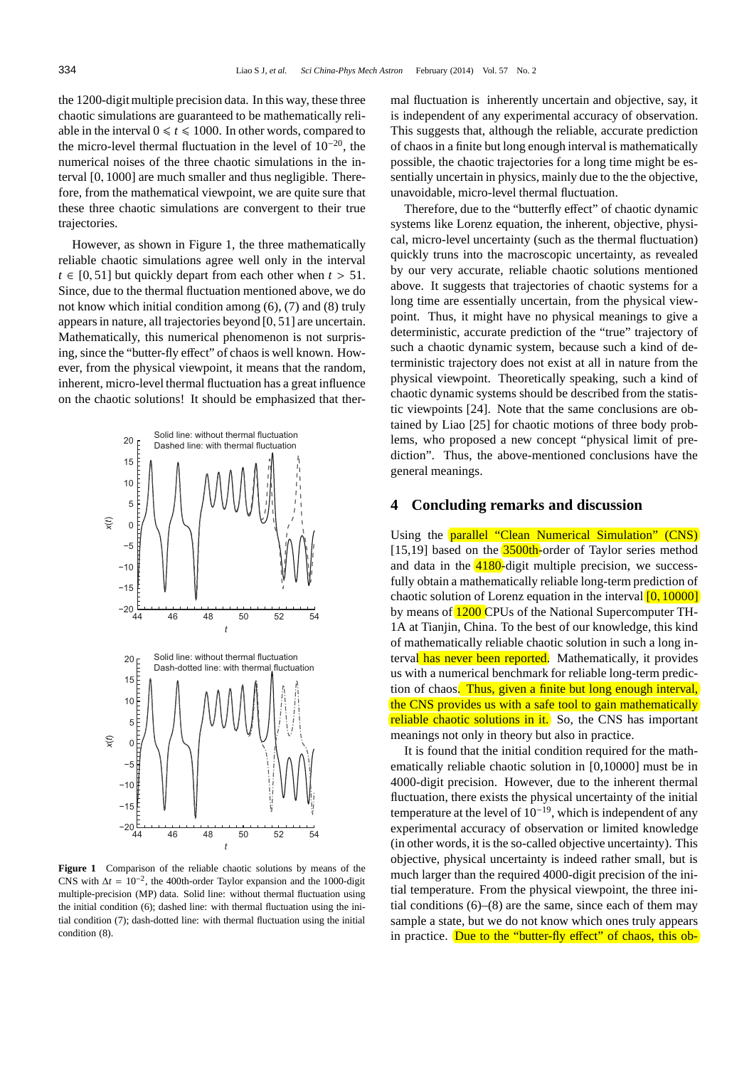the 1200-digit multiple precision data. In this way, these three chaotic simulations are guaranteed to be mathematically reliable in the interval $0 \leqslant t \leqslant 1000$. In other words, compared to the micro-level thermal fluctuation in the level of $10^{-20}$, the numerical noises of the three chaotic simulations in the interval $[0, 1000]$ are much smaller and thus negligible. Therefore, from the mathematical viewpoint, we are quite sure that these three chaotic simulations are convergent to their true trajectories.

However, as shown in Figure 1, the three mathematically reliable chaotic simulations agree well only in the interval $t \in [0, 51]$ but quickly depart from each other when $t > 51$. Since, due to the thermal fluctuation mentioned above, we do not know which initial condition among (6), (7) and (8) truly appears in nature, all trajectories beyond $[0, 51]$ are uncertain. Mathematically, this numerical phenomenon is not surprising, since the "butter-fly effect" of chaos is well known. However, from the physical viewpoint, it means that the random, inherent, micro-level thermal fluctuation has a great influence on the chaotic solutions! It should be emphasized that thermal fluctuation is inherently uncertain and objective, say, it is independent of any experimental accuracy of observation. This suggests that, although the reliable, accurate prediction of chaos in a finite but long enough interval is mathematically possible, the chaotic trajectories for a long time might be essentially uncertain in physics, mainly due to the the objective, unavoidable, micro-level thermal fluctuation.

**Figure 1** Comparison of the reliable chaotic solutions by means of the CNS with $\Delta t = 10^{-2}$, the 400th-order Taylor expansion and the 1000-digit multiple-precision (MP) data. Solid line: without thermal fluctuation using the initial condition (6); dashed line: with thermal fluctuation using the initial condition (7); dash-dotted line: with thermal fluctuation using the initial condition (8).

Therefore, due to the "butterfly effect" of chaotic dynamic systems like Lorenz equation, the inherent, objective, physical, micro-level uncertainty (such as the thermal fluctuation) quickly truns into the macroscopic uncertainty, as revealed by our very accurate, reliable chaotic solutions mentioned above. It suggests that trajectories of chaotic systems for a long time are essentially uncertain, from the physical viewpoint. Thus, it might have no physical meanings to give a deterministic, accurate prediction of the "true" trajectory of such a chaotic dynamic system, because such a kind of deterministic trajectory does not exist at all in nature from the physical viewpoint. Theoretically speaking, such a kind of chaotic dynamic systems should be described from the statistic viewpoints [24]. Note that the same conclusions are obtained by Liao [25] for chaotic motions of three body problems, who proposed a new concept "physical limit of prediction". Thus, the above-mentioned conclusions have the general meanings.

## 4 Concluding remarks and discussion

Using the parallel "Clean Numerical Simulation" (CNS) [15,19] based on the 3500th-order of Taylor series method and data in the 4180-digit multiple precision, we successfully obtain a mathematically reliable long-term prediction of chaotic solution of Lorenz equation in the interval $[0, 10000]$ by means of 1200 CPUs of the National Supercomputer TH-1A at Tianjin, China. To the best of our knowledge, this kind of mathematically reliable chaotic solution in such a long interval has never been reported. Mathematically, it provides us with a numerical benchmark for reliable long-term prediction of chaos. Thus, given a finite but long enough interval, the CNS provides us with a safe tool to gain mathematically reliable chaotic solutions in it. So, the CNS has important meanings not only in theory but also in practice.

It is found that the initial condition required for the mathematically reliable chaotic solution in [0,10000] must be in 4000-digit precision. However, due to the inherent thermal fluctuation, there exists the physical uncertainty of the initial temperature at the level of $10^{-19}$, which is independent of any experimental accuracy of observation or limited knowledge (in other words, it is the so-called objective uncertainty). This objective, physical uncertainty is indeed rather small, but is much larger than the required 4000-digit precision of the initial temperature. From the physical viewpoint, the three initial conditions (6)–(8) are the same, since each of them may sample a state, but we do not know which ones truly appears in practice. Due to the "butter-fly effect" of chaos, this ob-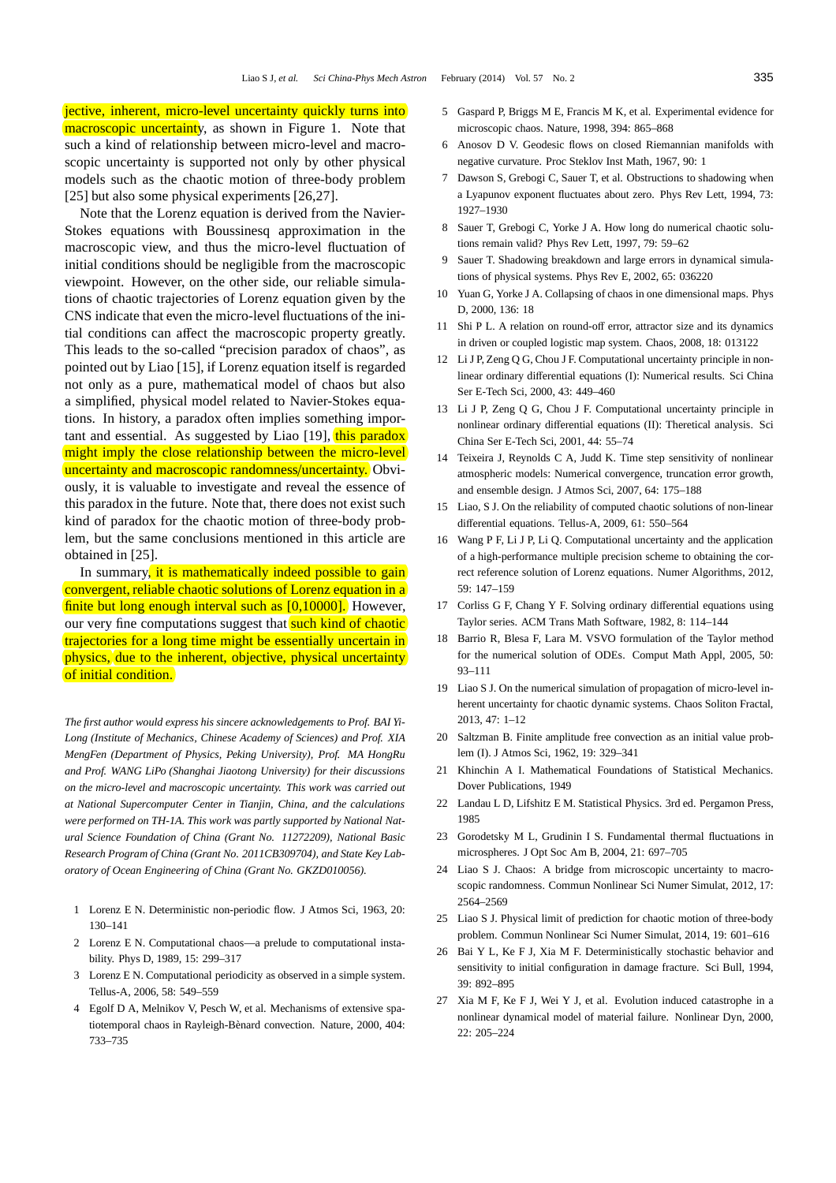jective, inherent, micro-level uncertainty quickly turns into macroscopic uncertainty, as shown in Figure 1. Note that such a kind of relationship between micro-level and macroscopic uncertainty is supported not only by other physical models such as the chaotic motion of three-body problem [25] but also some physical experiments [26,27].

Note that the Lorenz equation is derived from the Navier-Stokes equations with Boussinesq approximation in the macroscopic view, and thus the micro-level fluctuation of initial conditions should be negligible from the macroscopic viewpoint. However, on the other side, our reliable simulations of chaotic trajectories of Lorenz equation given by the CNS indicate that even the micro-level fluctuations of the initial conditions can affect the macroscopic property greatly. This leads to the so-called "precision paradox of chaos", as pointed out by Liao [15], if Lorenz equation itself is regarded not only as a pure, mathematical model of chaos but also a simplified, physical model related to Navier-Stokes equations. In history, a paradox often implies something important and essential. As suggested by Liao [19], this paradox might imply the close relationship between the micro-level uncertainty and macroscopic randomness/uncertainty. Obviously, it is valuable to investigate and reveal the essence of this paradox in the future. Note that, there does not exist such kind of paradox for the chaotic motion of three-body problem, but the same conclusions mentioned in this article are obtained in [25].

In summary, it is mathematically indeed possible to gain convergent, reliable chaotic solutions of Lorenz equation in a finite but long enough interval such as [0,10000]. However, our very fine computations suggest that such kind of chaotic trajectories for a long time might be essentially uncertain in physics, due to the inherent, objective, physical uncertainty of initial condition.

*The first author would express his sincere acknowledgements to Prof. BAI YiLong (Institute of Mechanics, Chinese Academy of Sciences) and Prof. XIA MengFen (Department of Physics, Peking University), Prof. MA HongRu and Prof. WANG LiPo (Shanghai Jiaotong University) for their discussions on the micro-level and macroscopic uncertainty. This work was carried out at National Supercomputer Center in Tianjin, China, and the calculations were performed on TH-1A. This work was partly supported by National Natural Science Foundation of China (Grant No. 11272209), National Basic Research Program of China (Grant No. 2011CB309704), and State Key Laboratory of Ocean Engineering of China (Grant No. GKZD010056).*

1. Lorenz E N. Deterministic non-periodic flow. J Atmos Sci, 1963, 20: 130–141
2. Lorenz E N. Computational chaos—a prelude to computational instability. Phys D, 1989, 15: 299–317
3. Lorenz E N. Computational periodicity as observed in a simple system. Tellus-A, 2006, 58: 549–559
4. Egolf D A, Melnikov V, Pesch W, et al. Mechanisms of extensive spatiotemporal chaos in Rayleigh-Bènard convection. Nature, 2000, 404: 733–735
5. Gaspard P, Briggs M E, Francis M K, et al. Experimental evidence for microscopic chaos. Nature, 1998, 394: 865–868
6. Anosov D V. Geodesic flows on closed Riemannian manifolds with negative curvature. Proc Steklov Inst Math, 1967, 90: 1
7. Dawson S, Grebogi C, Sauer T, et al. Obstructions to shadowing when a Lyapunov exponent fluctuates about zero. Phys Rev Lett, 1994, 73: 1927–1930
8. Sauer T, Grebogi C, Yorke J A. How long do numerical chaotic solutions remain valid? Phys Rev Lett, 1997, 79: 59–62
9. Sauer T. Shadowing breakdown and large errors in dynamical simulations of physical systems. Phys Rev E, 2002, 65: 036220
10. Yuan G, Yorke J A. Collapsing of chaos in one dimensional maps. Phys D, 2000, 136: 18
11. Shi P L. A relation on round-off error, attractor size and its dynamics in driven or coupled logistic map system. Chaos, 2008, 18: 013122
12. Li J P, Zeng Q G, Chou J F. Computational uncertainty principle in nonlinear ordinary differential equations (I): Numerical results. Sci China Ser E-Tech Sci, 2000, 43: 449–460
13. Li J P, Zeng Q G, Chou J F. Computational uncertainty principle in nonlinear ordinary differential equations (II): Theretical analysis. Sci China Ser E-Tech Sci, 2001, 44: 55–74
14. Teixeira J, Reynolds C A, Judd K. Time step sensitivity of nonlinear atmospheric models: Numerical convergence, truncation error growth, and ensemble design. J Atmos Sci, 2007, 64: 175–188
15. Liao, S J. On the reliability of computed chaotic solutions of non-linear differential equations. Tellus-A, 2009, 61: 550–564
16. Wang P F, Li J P, Li Q. Computational uncertainty and the application of a high-performance multiple precision scheme to obtaining the correct reference solution of Lorenz equations. Numer Algorithms, 2012, 59: 147–159
17. Corliss G F, Chang Y F. Solving ordinary differential equations using Taylor series. ACM Trans Math Software, 1982, 8: 114–144
18. Barrio R, Blesa F, Lara M. VSVO formulation of the Taylor method for the numerical solution of ODEs. Comput Math Appl, 2005, 50: 93–111
19. Liao S J. On the numerical simulation of propagation of micro-level inherent uncertainty for chaotic dynamic systems. Chaos Soliton Fractal, 2013, 47: 1–12
20. Saltzman B. Finite amplitude free convection as an initial value problem (I). J Atmos Sci, 1962, 19: 329–341
21. Khinchin A I. Mathematical Foundations of Statistical Mechanics. Dover Publications, 1949
22. Landau L D, Lifshitz E M. Statistical Physics. 3rd ed. Pergamon Press, 1985
23. Gorodetsky M L, Grudinin I S. Fundamental thermal fluctuations in microspheres. J Opt Soc Am B, 2004, 21: 697–705
24. Liao S J. Chaos: A bridge from microscopic uncertainty to macroscopic randomness. Commun Nonlinear Sci Numer Simulat, 2012, 17: 2564–2569
25. Liao S J. Physical limit of prediction for chaotic motion of three-body problem. Commun Nonlinear Sci Numer Simulat, 2014, 19: 601–616
26. Bai Y L, Ke F J, Xia M F. Deterministically stochastic behavior and sensitivity to initial configuration in damage fracture. Sci Bull, 1994, 39: 892–895
27. Xia M F, Ke F J, Wei Y J, et al. Evolution induced catastrophe in a nonlinear dynamical model of material failure. Nonlinear Dyn, 2000, 22: 205–224